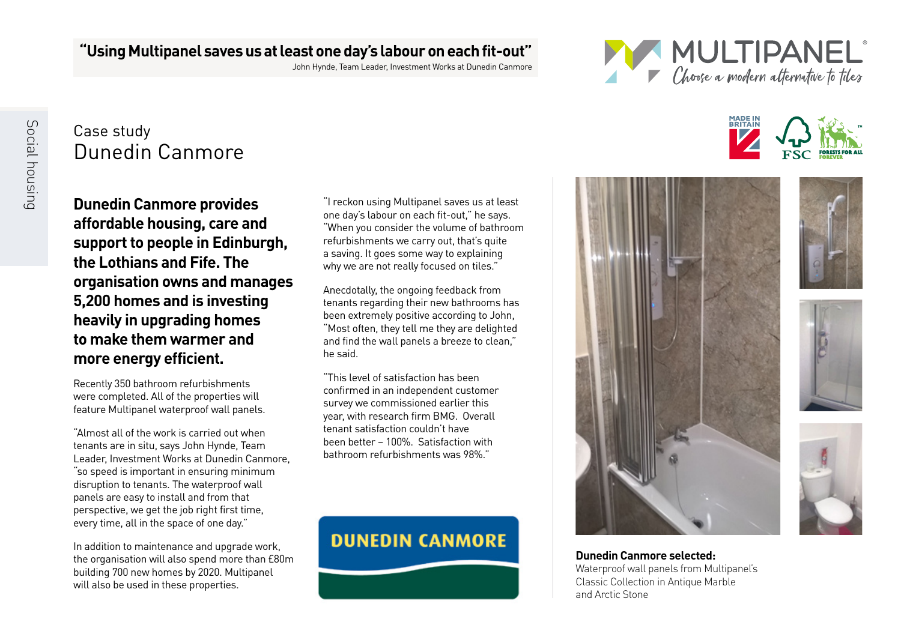**"Using Multipanel saves us at least one day's labour on each fit-out"**
John Hynde, Team Leader, Investment Works at Dunedin Canmore

MULTIPANEL®
Choose a modern alternative to tiles

Social housing

# Case study
## Dunedin Canmore

**Dunedin Canmore provides affordable housing, care and support to people in Edinburgh, the Lothians and Fife. The organisation owns and manages 5,200 homes and is investing heavily in upgrading homes to make them warmer and more energy efficient.**

Recently 350 bathroom refurbishments were completed. All of the properties will feature Multipanel waterproof wall panels.

"Almost all of the work is carried out when tenants are in situ, says John Hynde, Team Leader, Investment Works at Dunedin Canmore, "so speed is important in ensuring minimum disruption to tenants. The waterproof wall panels are easy to install and from that perspective, we get the job right first time, every time, all in the space of one day."

In addition to maintenance and upgrade work, the organisation will also spend more than £80m building 700 new homes by 2020. Multipanel will also be used in these properties.

"I reckon using Multipanel saves us at least one day's labour on each fit-out," he says. "When you consider the volume of bathroom refurbishments we carry out, that's quite a saving. It goes some way to explaining why we are not really focused on tiles."

Anecdotally, the ongoing feedback from tenants regarding their new bathrooms has been extremely positive according to John, "Most often, they tell me they are delighted and find the wall panels a breeze to clean," he said.

"This level of satisfaction has been confirmed in an independent customer survey we commissioned earlier this year, with research firm BMG. Overall tenant satisfaction couldn't have been better – 100%. Satisfaction with bathroom refurbishments was 98%."

DUNEDIN CANMORE

**Dunedin Canmore selected:**
Waterproof wall panels from Multipanel's Classic Collection in Antique Marble and Arctic Stone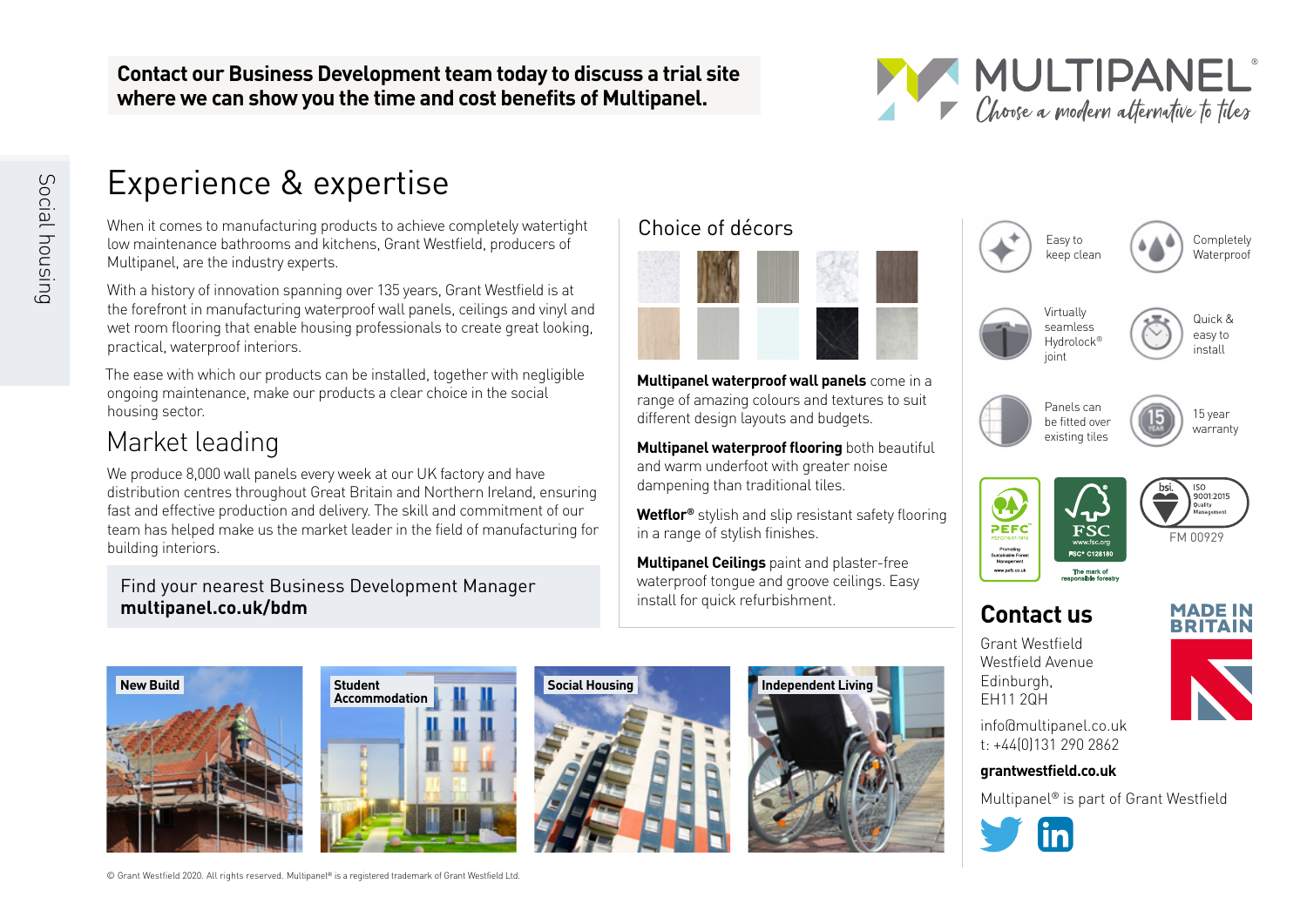**Contact our Business Development team today to discuss a trial site where we can show you the time and cost benefits of Multipanel.**

MULTIPANEL®
Choose a modern alternative to tiles

Social housing

# Experience & expertise

When it comes to manufacturing products to achieve completely watertight low maintenance bathrooms and kitchens, Grant Westfield, producers of Multipanel, are the industry experts.

With a history of innovation spanning over 135 years, Grant Westfield is at the forefront in manufacturing waterproof wall panels, ceilings and vinyl and wet room flooring that enable housing professionals to create great looking, practical, waterproof interiors.

The ease with which our products can be installed, together with negligible ongoing maintenance, make our products a clear choice in the social housing sector.

## Market leading

We produce 8,000 wall panels every week at our UK factory and have distribution centres throughout Great Britain and Northern Ireland, ensuring fast and effective production and delivery. The skill and commitment of our team has helped make us the market leader in the field of manufacturing for building interiors.

Find your nearest Business Development Manager
**multipanel.co.uk/bdm**

## Choice of décors

**Multipanel waterproof wall panels** come in a range of amazing colours and textures to suit different design layouts and budgets.

**Multipanel waterproof flooring** both beautiful and warm underfoot with greater noise dampening than traditional tiles.

**Wetflor®** stylish and slip resistant safety flooring in a range of stylish finishes.

**Multipanel Ceilings** paint and plaster-free waterproof tongue and groove ceilings. Easy install for quick refurbishment.

- Easy to keep clean
- Completely Waterproof
- Virtually seamless Hydrolock® joint
- Quick & easy to install
- Panels can be fitted over existing tiles
- 15 year warranty

PEFC — PEFC/16-37-1010 — Promoting Sustainable Forest Management — www.pefc.co.uk

FSC — www.fsc.org — FSC® C128180 — The mark of responsible forestry

bsi. ISO 9001:2015 Quality Management — FM 00929

## Contact us

Grant Westfield
Westfield Avenue
Edinburgh,
EH11 2QH

info@multipanel.co.uk
t: +44(0)131 290 2862

**grantwestfield.co.uk**

Multipanel® is part of Grant Westfield

MADE IN BRITAIN

New Build

Student Accommodation

Social Housing

Independent Living

© Grant Westfield 2020. All rights reserved. Multipanel® is a registered trademark of Grant Westfield Ltd.